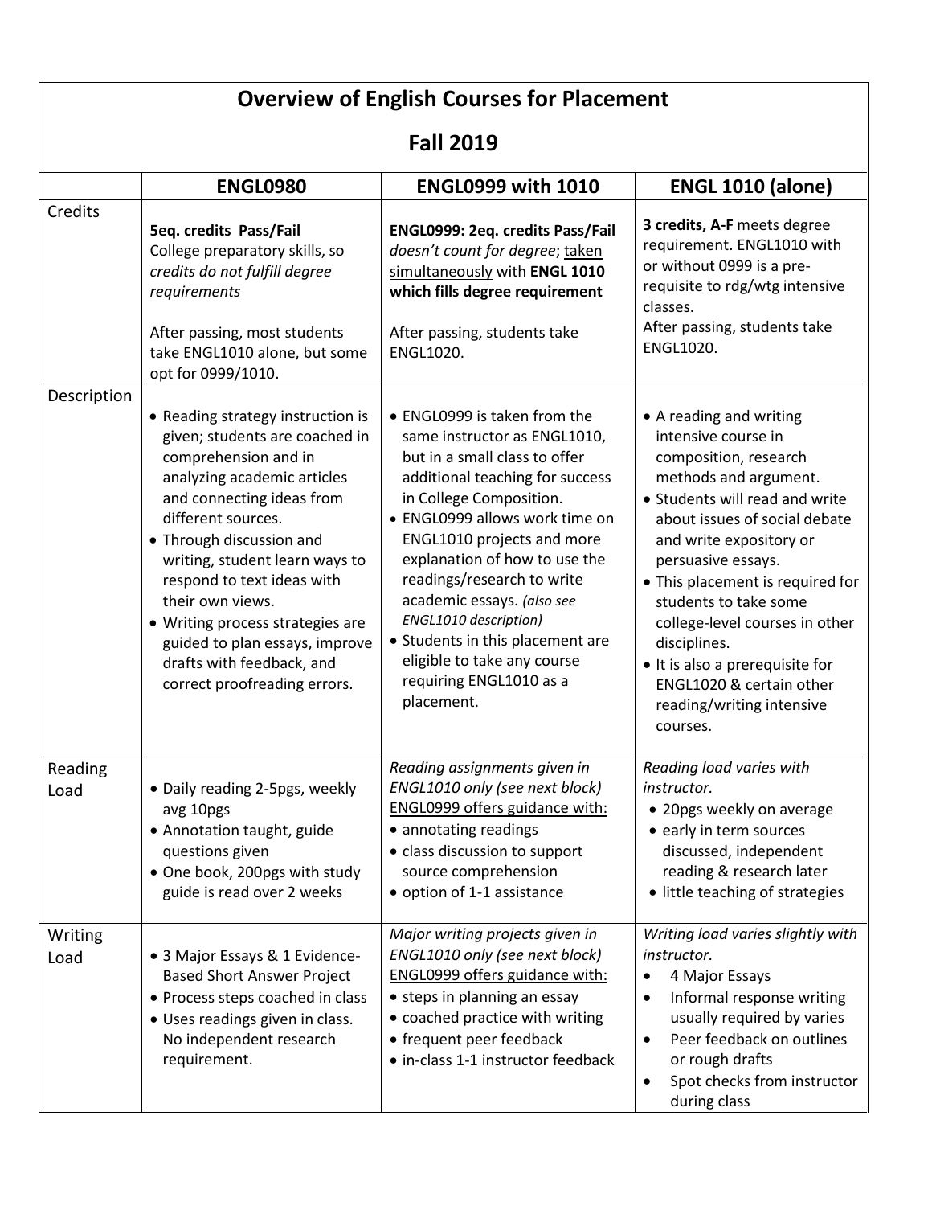# Overview of English Courses for Placement

## Fall 2019

| | ENGL0980 | ENGL0999 with 1010 | ENGL 1010 (alone) |
|---|---|---|---|
| Credits | **5eq. credits Pass/Fail**<br>College preparatory skills, so *credits do not fulfill degree requirements*<br><br>After passing, most students take ENGL1010 alone, but some opt for 0999/1010. | **ENGL0999: 2eq. credits Pass/Fail**<br>*doesn't count for degree*; taken simultaneously with **ENGL 1010 which fills degree requirement**<br><br>After passing, students take ENGL1020. | **3 credits, A-F** meets degree requirement. ENGL1010 with or without 0999 is a pre-requisite to rdg/wtg intensive classes.<br>After passing, students take ENGL1020. |
| Description | • Reading strategy instruction is given; students are coached in comprehension and in analyzing academic articles and connecting ideas from different sources.<br>• Through discussion and writing, student learn ways to respond to text ideas with their own views.<br>• Writing process strategies are guided to plan essays, improve drafts with feedback, and correct proofreading errors. | • ENGL0999 is taken from the same instructor as ENGL1010, but in a small class to offer additional teaching for success in College Composition.<br>• ENGL0999 allows work time on ENGL1010 projects and more explanation of how to use the readings/research to write academic essays. *(also see ENGL1010 description)*<br>• Students in this placement are eligible to take any course requiring ENGL1010 as a placement. | • A reading and writing intensive course in composition, research methods and argument.<br>• Students will read and write about issues of social debate and write expository or persuasive essays.<br>• This placement is required for students to take some college-level courses in other disciplines.<br>• It is also a prerequisite for ENGL1020 & certain other reading/writing intensive courses. |
| Reading Load | • Daily reading 2-5pgs, weekly avg 10pgs<br>• Annotation taught, guide questions given<br>• One book, 200pgs with study guide is read over 2 weeks | *Reading assignments given in ENGL1010 only (see next block)*<br>ENGL0999 offers guidance with:<br>• annotating readings<br>• class discussion to support source comprehension<br>• option of 1-1 assistance | *Reading load varies with instructor.*<br>• 20pgs weekly on average<br>• early in term sources discussed, independent reading & research later<br>• little teaching of strategies |
| Writing Load | • 3 Major Essays & 1 Evidence-Based Short Answer Project<br>• Process steps coached in class<br>• Uses readings given in class. No independent research requirement. | *Major writing projects given in ENGL1010 only (see next block)*<br>ENGL0999 offers guidance with:<br>• steps in planning an essay<br>• coached practice with writing<br>• frequent peer feedback<br>• in-class 1-1 instructor feedback | *Writing load varies slightly with instructor.*<br>• 4 Major Essays<br>• Informal response writing usually required by varies<br>• Peer feedback on outlines or rough drafts<br>• Spot checks from instructor during class |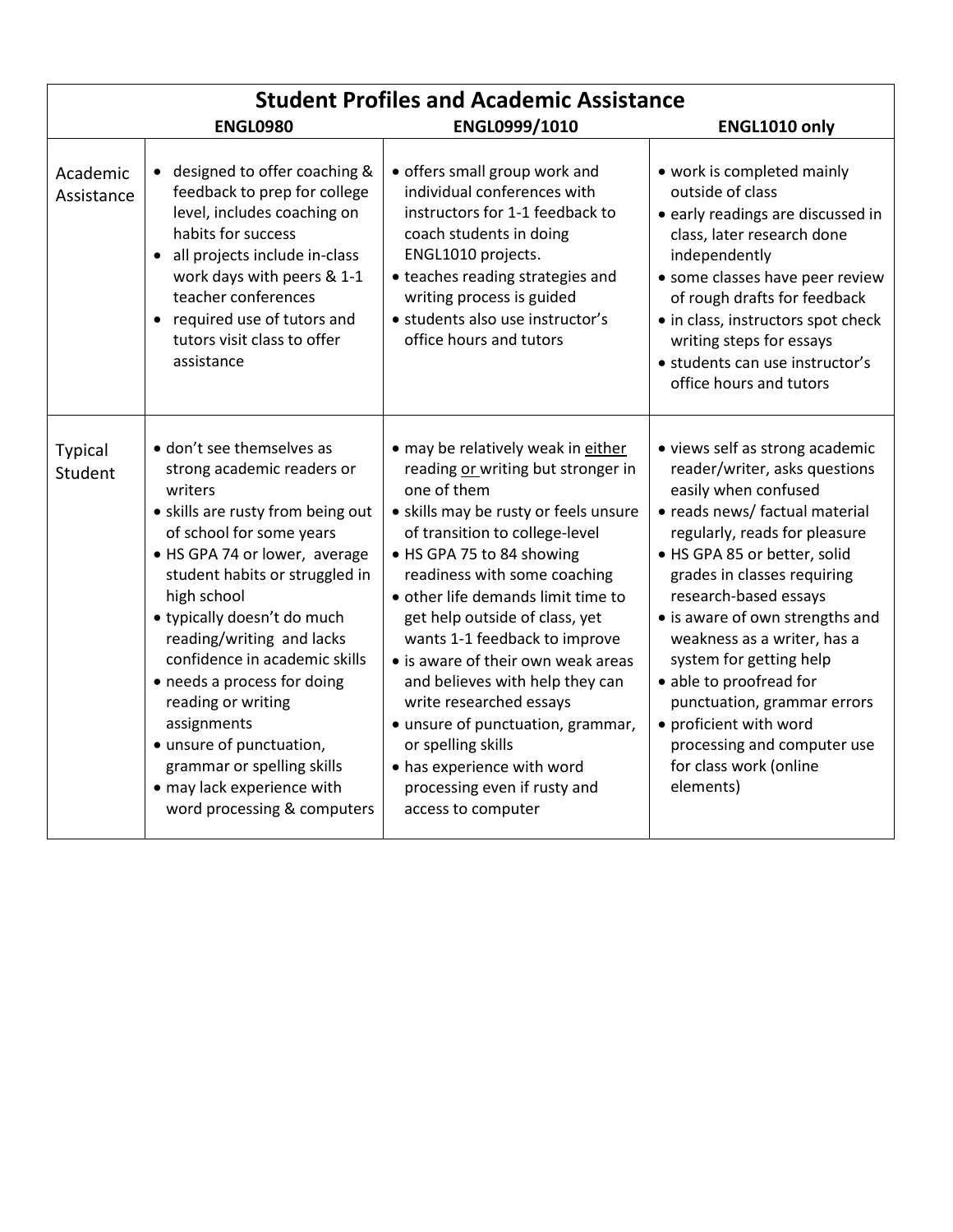## Student Profiles and Academic Assistance

| | ENGL0980 | ENGL0999/1010 | ENGL1010 only |
|---|---|---|---|
| Academic Assistance | • designed to offer coaching & feedback to prep for college level, includes coaching on habits for success<br>• all projects include in-class work days with peers & 1-1 teacher conferences<br>• required use of tutors and tutors visit class to offer assistance | • offers small group work and individual conferences with instructors for 1-1 feedback to coach students in doing ENGL1010 projects.<br>• teaches reading strategies and writing process is guided<br>• students also use instructor's office hours and tutors | • work is completed mainly outside of class<br>• early readings are discussed in class, later research done independently<br>• some classes have peer review of rough drafts for feedback<br>• in class, instructors spot check writing steps for essays<br>• students can use instructor's office hours and tutors |
| Typical Student | • don't see themselves as strong academic readers or writers<br>• skills are rusty from being out of school for some years<br>• HS GPA 74 or lower, average student habits or struggled in high school<br>• typically doesn't do much reading/writing and lacks confidence in academic skills<br>• needs a process for doing reading or writing assignments<br>• unsure of punctuation, grammar or spelling skills<br>• may lack experience with word processing & computers | • may be relatively weak in <u>either</u> reading <u>or</u> writing but stronger in one of them<br>• skills may be rusty or feels unsure of transition to college-level<br>• HS GPA 75 to 84 showing readiness with some coaching<br>• other life demands limit time to get help outside of class, yet wants 1-1 feedback to improve<br>• is aware of their own weak areas and believes with help they can write researched essays<br>• unsure of punctuation, grammar, or spelling skills<br>• has experience with word processing even if rusty and access to computer | • views self as strong academic reader/writer, asks questions easily when confused<br>• reads news/ factual material regularly, reads for pleasure<br>• HS GPA 85 or better, solid grades in classes requiring research-based essays<br>• is aware of own strengths and weakness as a writer, has a system for getting help<br>• able to proofread for punctuation, grammar errors<br>• proficient with word processing and computer use for class work (online elements) |